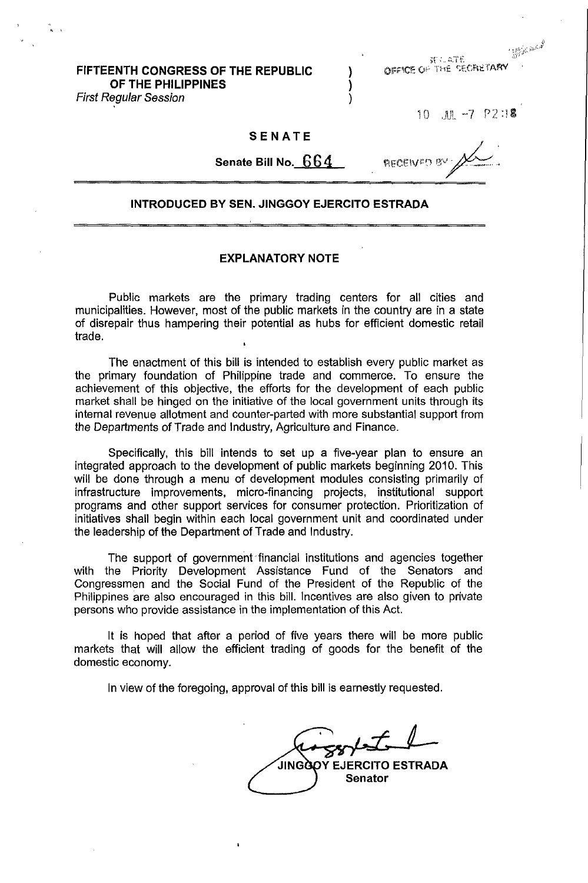**FIFTEENTH CONGRESS OF THE REPUBLIC OF THE PHILIPPINES** )
*First Regular Session* )

SENATE
OFFICE OF THE SECRETARY

10 JUL -7 P2:18

RECEIVED BY:

## SENATE

**Senate Bill No. 664**

**INTRODUCED BY SEN. JINGGOY EJERCITO ESTRADA**

## EXPLANATORY NOTE

Public markets are the primary trading centers for all cities and municipalities. However, most of the public markets in the country are in a state of disrepair thus hampering their potential as hubs for efficient domestic retail trade.

The enactment of this bill is intended to establish every public market as the primary foundation of Philippine trade and commerce. To ensure the achievement of this objective, the efforts for the development of each public market shall be hinged on the initiative of the local government units through its internal revenue allotment and counter-parted with more substantial support from the Departments of Trade and Industry, Agriculture and Finance.

Specifically, this bill intends to set up a five-year plan to ensure an integrated approach to the development of public markets beginning 2010. This will be done through a menu of development modules consisting primarily of infrastructure improvements, micro-financing projects, institutional support programs and other support services for consumer protection. Prioritization of initiatives shall begin within each local government unit and coordinated under the leadership of the Department of Trade and Industry.

The support of government financial institutions and agencies together with the Priority Development Assistance Fund of the Senators and Congressmen and the Social Fund of the President of the Republic of the Philippines are also encouraged in this bill. Incentives are also given to private persons who provide assistance in the implementation of this Act.

It is hoped that after a period of five years there will be more public markets that will allow the efficient trading of goods for the benefit of the domestic economy.

In view of the foregoing, approval of this bill is earnestly requested.

**JINGGOY EJERCITO ESTRADA**
**Senator**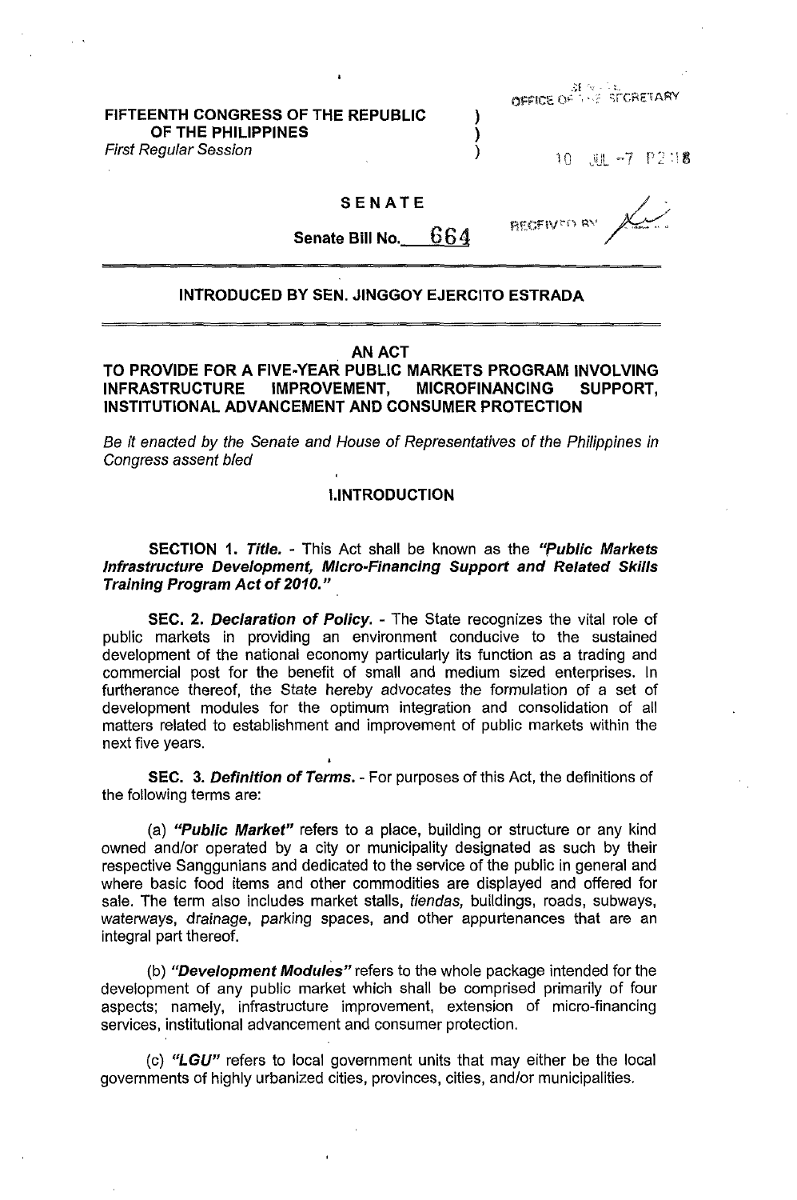FIFTEENTH CONGRESS OF THE REPUBLIC OF THE PHILIPPINES )
*First Regular Session* )

OFFICE OF THE SECRETARY

10 JUL -7 P2:18

**SENATE**

**Senate Bill No. 664**

RECEIVED BY

**INTRODUCED BY SEN. JINGGOY EJERCITO ESTRADA**

**AN ACT**
**TO PROVIDE FOR A FIVE-YEAR PUBLIC MARKETS PROGRAM INVOLVING INFRASTRUCTURE IMPROVEMENT, MICROFINANCING SUPPORT, INSTITUTIONAL ADVANCEMENT AND CONSUMER PROTECTION**

*Be it enacted by the Senate and House of Representatives of the Philippines in Congress assent bled*

## I.INTRODUCTION

**SECTION 1.** ***Title.*** - This Act shall be known as the ***"Public Markets Infrastructure Development, Micro-Financing Support and Related Skills Training Program Act of 2010."***

**SEC. 2.** ***Declaration of Policy.*** - The State recognizes the vital role of public markets in providing an environment conducive to the sustained development of the national economy particularly its function as a trading and commercial post for the benefit of small and medium sized enterprises. In furtherance thereof, the State hereby advocates the formulation of a set of development modules for the optimum integration and consolidation of all matters related to establishment and improvement of public markets within the next five years.

**SEC. 3.** ***Definition of Terms.*** - For purposes of this Act, the definitions of the following terms are:

(a) ***"Public Market"*** refers to a place, building or structure or any kind owned and/or operated by a city or municipality designated as such by their respective Sanggunians and dedicated to the service of the public in general and where basic food items and other commodities are displayed and offered for sale. The term also includes market stalls, *tiendas*, buildings, roads, subways, waterways, drainage, parking spaces, and other appurtenances that are an integral part thereof.

(b) ***"Development Modules"*** refers to the whole package intended for the development of any public market which shall be comprised primarily of four aspects; namely, infrastructure improvement, extension of micro-financing services, institutional advancement and consumer protection.

(c) ***"LGU"*** refers to local government units that may either be the local governments of highly urbanized cities, provinces, cities, and/or municipalities.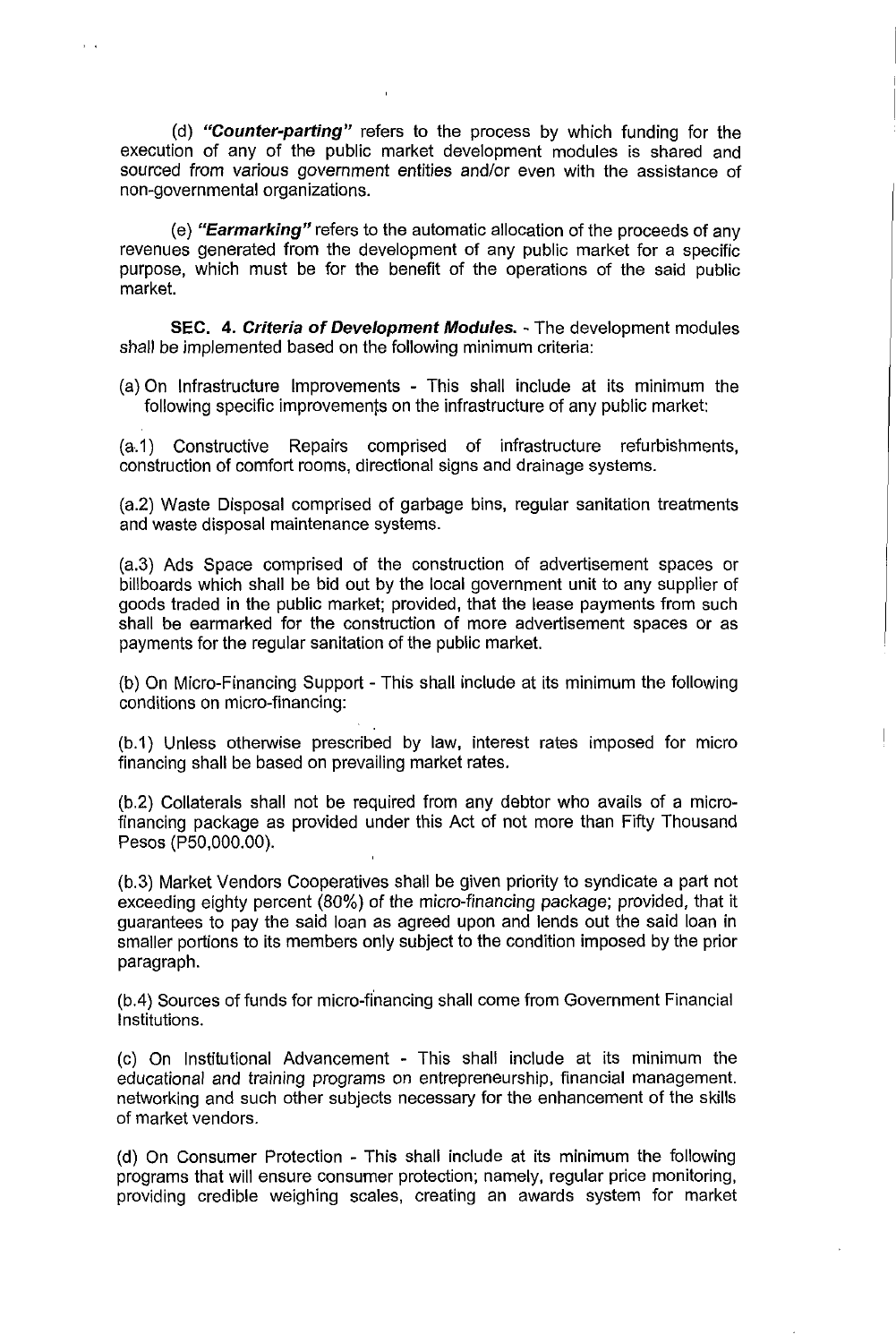(d) ***"Counter-parting"*** refers to the process by which funding for the execution of any of the public market development modules is shared and sourced from various government entities and/or even with the assistance of non-governmental organizations.

(e) ***"Earmarking"*** refers to the automatic allocation of the proceeds of any revenues generated from the development of any public market for a specific purpose, which must be for the benefit of the operations of the said public market.

**SEC. 4. *Criteria of Development Modules.*** - The development modules shall be implemented based on the following minimum criteria:

(a) On Infrastructure Improvements - This shall include at its minimum the following specific improvements on the infrastructure of any public market:

(a.1) Constructive Repairs comprised of infrastructure refurbishments, construction of comfort rooms, directional signs and drainage systems.

(a.2) Waste Disposal comprised of garbage bins, regular sanitation treatments and waste disposal maintenance systems.

(a.3) Ads Space comprised of the construction of advertisement spaces or billboards which shall be bid out by the local government unit to any supplier of goods traded in the public market; provided, that the lease payments from such shall be earmarked for the construction of more advertisement spaces or as payments for the regular sanitation of the public market.

(b) On Micro-Financing Support - This shall include at its minimum the following conditions on micro-financing:

(b.1) Unless otherwise prescribed by law, interest rates imposed for micro financing shall be based on prevailing market rates.

(b.2) Collaterals shall not be required from any debtor who avails of a micro-financing package as provided under this Act of not more than Fifty Thousand Pesos (P50,000.00).

(b.3) Market Vendors Cooperatives shall be given priority to syndicate a part not exceeding eighty percent (80%) of the micro-financing package; provided, that it guarantees to pay the said loan as agreed upon and lends out the said loan in smaller portions to its members only subject to the condition imposed by the prior paragraph.

(b.4) Sources of funds for micro-financing shall come from Government Financial Institutions.

(c) On Institutional Advancement - This shall include at its minimum the educational and training programs on entrepreneurship, financial management. networking and such other subjects necessary for the enhancement of the skills of market vendors.

(d) On Consumer Protection - This shall include at its minimum the following programs that will ensure consumer protection; namely, regular price monitoring, providing credible weighing scales, creating an awards system for market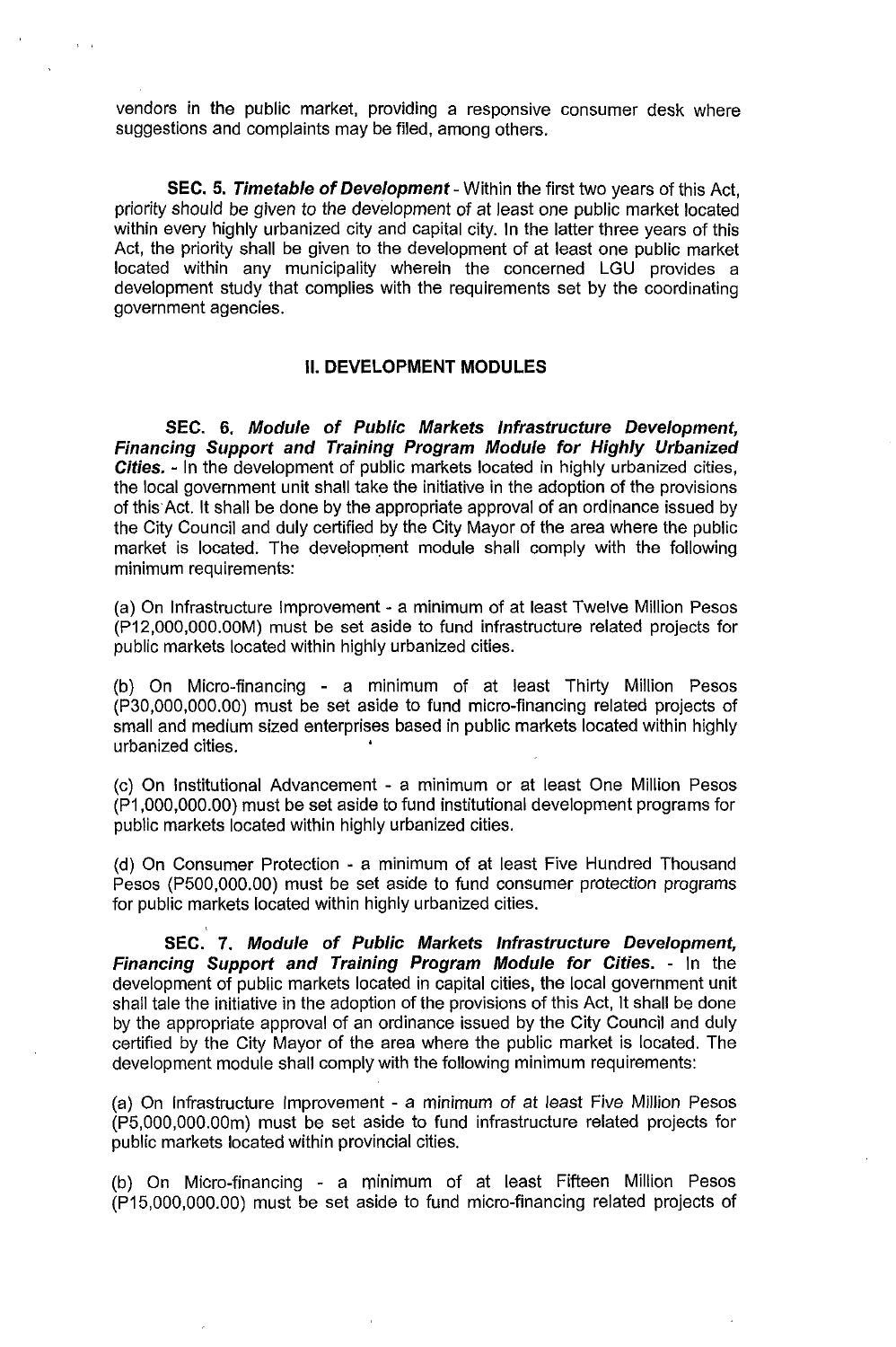vendors in the public market, providing a responsive consumer desk where suggestions and complaints may be filed, among others.

**SEC. 5. *Timetable of Development*** - Within the first two years of this Act, priority should be given to the development of at least one public market located within every highly urbanized city and capital city. In the latter three years of this Act, the priority shall be given to the development of at least one public market located within any municipality wherein the concerned LGU provides a development study that complies with the requirements set by the coordinating government agencies.

## II. DEVELOPMENT MODULES

**SEC. 6. *Module of Public Markets Infrastructure Development, Financing Support and Training Program Module for Highly Urbanized Cities.*** - In the development of public markets located in highly urbanized cities, the local government unit shall take the initiative in the adoption of the provisions of this Act. It shall be done by the appropriate approval of an ordinance issued by the City Council and duly certified by the City Mayor of the area where the public market is located. The development module shall comply with the following minimum requirements:

(a) On Infrastructure Improvement - a minimum of at least Twelve Million Pesos (P12,000,000.00M) must be set aside to fund infrastructure related projects for public markets located within highly urbanized cities.

(b) On Micro-financing - a minimum of at least Thirty Million Pesos (P30,000,000.00) must be set aside to fund micro-financing related projects of small and medium sized enterprises based in public markets located within highly urbanized cities.

(c) On Institutional Advancement - a minimum or at least One Million Pesos (P1,000,000.00) must be set aside to fund institutional development programs for public markets located within highly urbanized cities.

(d) On Consumer Protection - a minimum of at least Five Hundred Thousand Pesos (P500,000.00) must be set aside to fund consumer protection programs for public markets located within highly urbanized cities.

**SEC. 7. *Module of Public Markets Infrastructure Development, Financing Support and Training Program Module for Cities.*** - In the development of public markets located in capital cities, the local government unit shall tale the initiative in the adoption of the provisions of this Act, It shall be done by the appropriate approval of an ordinance issued by the City Council and duly certified by the City Mayor of the area where the public market is located. The development module shall comply with the following minimum requirements:

(a) On Infrastructure Improvement - a minimum of at least Five Million Pesos (P5,000,000.00m) must be set aside to fund infrastructure related projects for public markets located within provincial cities.

(b) On Micro-financing - a minimum of at least Fifteen Million Pesos (P15,000,000.00) must be set aside to fund micro-financing related projects of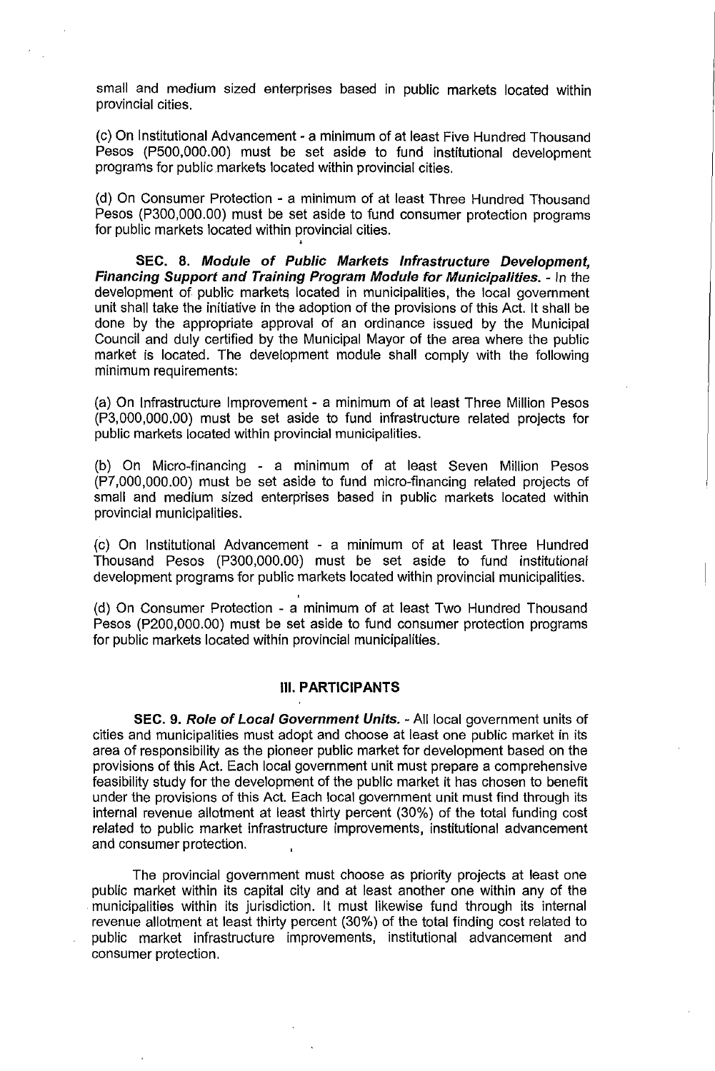small and medium sized enterprises based in public markets located within provincial cities.

(c) On Institutional Advancement - a minimum of at least Five Hundred Thousand Pesos (P500,000.00) must be set aside to fund institutional development programs for public markets located within provincial cities.

(d) On Consumer Protection - a minimum of at least Three Hundred Thousand Pesos (P300,000.00) must be set aside to fund consumer protection programs for public markets located within provincial cities.

**SEC. 8. *Module of Public Markets Infrastructure Development, Financing Support and Training Program Module for Municipalities.*** - In the development of public markets located in municipalities, the local government unit shall take the initiative in the adoption of the provisions of this Act. It shall be done by the appropriate approval of an ordinance issued by the Municipal Council and duly certified by the Municipal Mayor of the area where the public market is located. The development module shall comply with the following minimum requirements:

(a) On Infrastructure Improvement - a minimum of at least Three Million Pesos (P3,000,000.00) must be set aside to fund infrastructure related projects for public markets located within provincial municipalities.

(b) On Micro-financing - a minimum of at least Seven Million Pesos (P7,000,000.00) must be set aside to fund micro-financing related projects of small and medium sized enterprises based in public markets located within provincial municipalities.

(c) On Institutional Advancement - a minimum of at least Three Hundred Thousand Pesos (P300,000.00) must be set aside to fund institutional development programs for public markets located within provincial municipalities.

(d) On Consumer Protection - a minimum of at least Two Hundred Thousand Pesos (P200,000.00) must be set aside to fund consumer protection programs for public markets located within provincial municipalities.

## III. PARTICIPANTS

**SEC. 9. *Role of Local Government Units.*** - All local government units of cities and municipalities must adopt and choose at least one public market in its area of responsibility as the pioneer public market for development based on the provisions of this Act. Each local government unit must prepare a comprehensive feasibility study for the development of the public market it has chosen to benefit under the provisions of this Act. Each local government unit must find through its internal revenue allotment at least thirty percent (30%) of the total funding cost related to public market infrastructure improvements, institutional advancement and consumer protection.

The provincial government must choose as priority projects at least one public market within its capital city and at least another one within any of the municipalities within its jurisdiction. It must likewise fund through its internal revenue allotment at least thirty percent (30%) of the total finding cost related to public market infrastructure improvements, institutional advancement and consumer protection.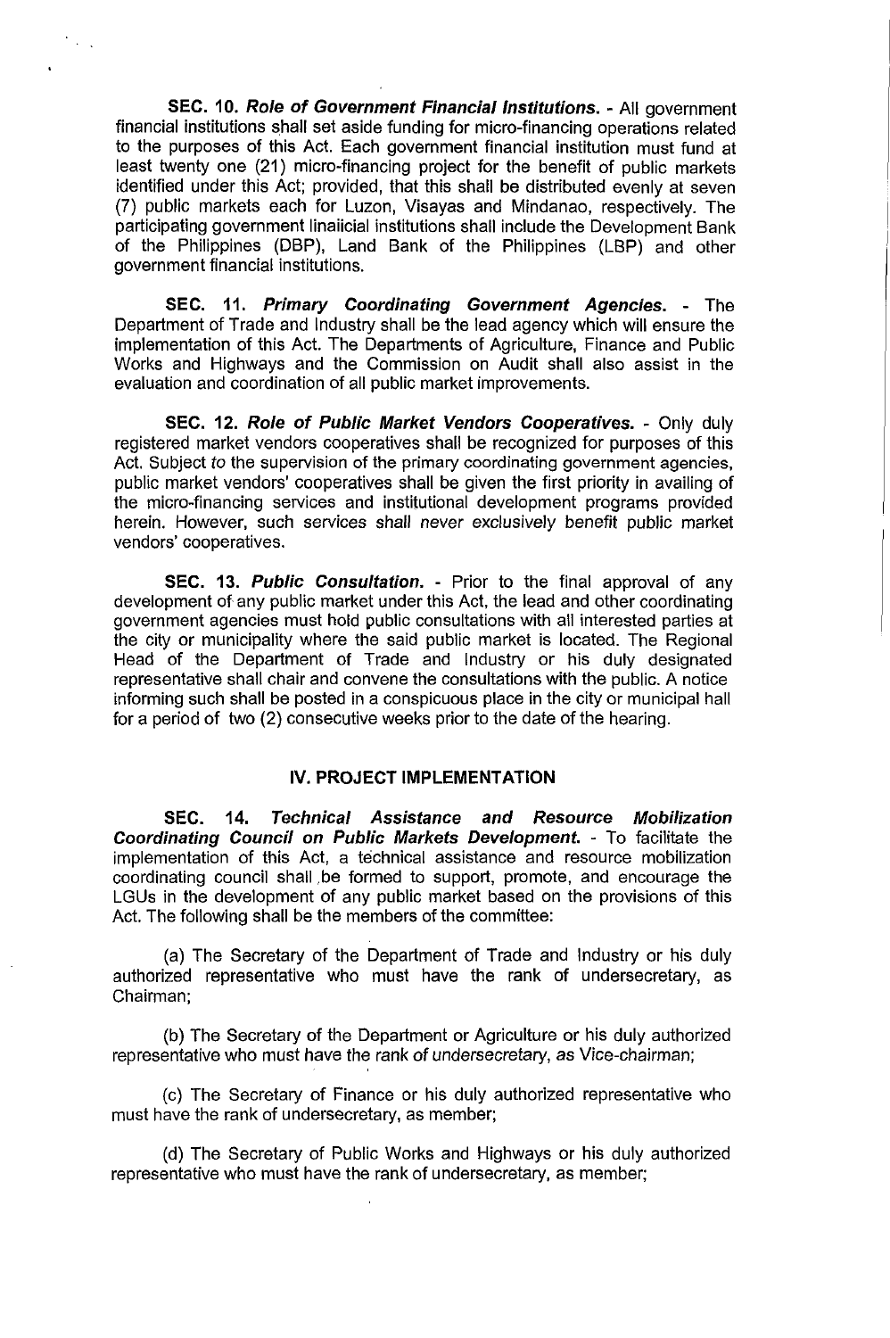**SEC. 10. *Role of Government Financial Institutions.*** - All government financial institutions shall set aside funding for micro-financing operations related to the purposes of this Act. Each government financial institution must fund at least twenty one (21) micro-financing project for the benefit of public markets identified under this Act; provided, that this shall be distributed evenly at seven (7) public markets each for Luzon, Visayas and Mindanao, respectively. The participating government linaiicial institutions shall include the Development Bank of the Philippines (DBP), Land Bank of the Philippines (LBP) and other government financial institutions.

**SEC. 11. *Primary Coordinating Government Agencies.*** - The Department of Trade and Industry shall be the lead agency which will ensure the implementation of this Act. The Departments of Agriculture, Finance and Public Works and Highways and the Commission on Audit shall also assist in the evaluation and coordination of all public market improvements.

**SEC. 12. *Role of Public Market Vendors Cooperatives.*** - Only duly registered market vendors cooperatives shall be recognized for purposes of this Act. Subject to the supervision of the primary coordinating government agencies, public market vendors' cooperatives shall be given the first priority in availing of the micro-financing services and institutional development programs provided herein. However, such services shall never exclusively benefit public market vendors' cooperatives.

**SEC. 13. *Public Consultation.*** - Prior to the final approval of any development of any public market under this Act, the lead and other coordinating government agencies must hold public consultations with all interested parties at the city or municipality where the said public market is located. The Regional Head of the Department of Trade and Industry or his duly designated representative shall chair and convene the consultations with the public. A notice informing such shall be posted in a conspicuous place in the city or municipal hall for a period of two (2) consecutive weeks prior to the date of the hearing.

## IV. PROJECT IMPLEMENTATION

**SEC. 14. *Technical Assistance and Resource Mobilization Coordinating Council on Public Markets Development.*** - To facilitate the implementation of this Act, a technical assistance and resource mobilization coordinating council shall be formed to support, promote, and encourage the LGUs in the development of any public market based on the provisions of this Act. The following shall be the members of the committee:

(a) The Secretary of the Department of Trade and Industry or his duly authorized representative who must have the rank of undersecretary, as Chairman;

(b) The Secretary of the Department or Agriculture or his duly authorized representative who must have the rank of undersecretary, as Vice-chairman;

(c) The Secretary of Finance or his duly authorized representative who must have the rank of undersecretary, as member;

(d) The Secretary of Public Works and Highways or his duly authorized representative who must have the rank of undersecretary, as member;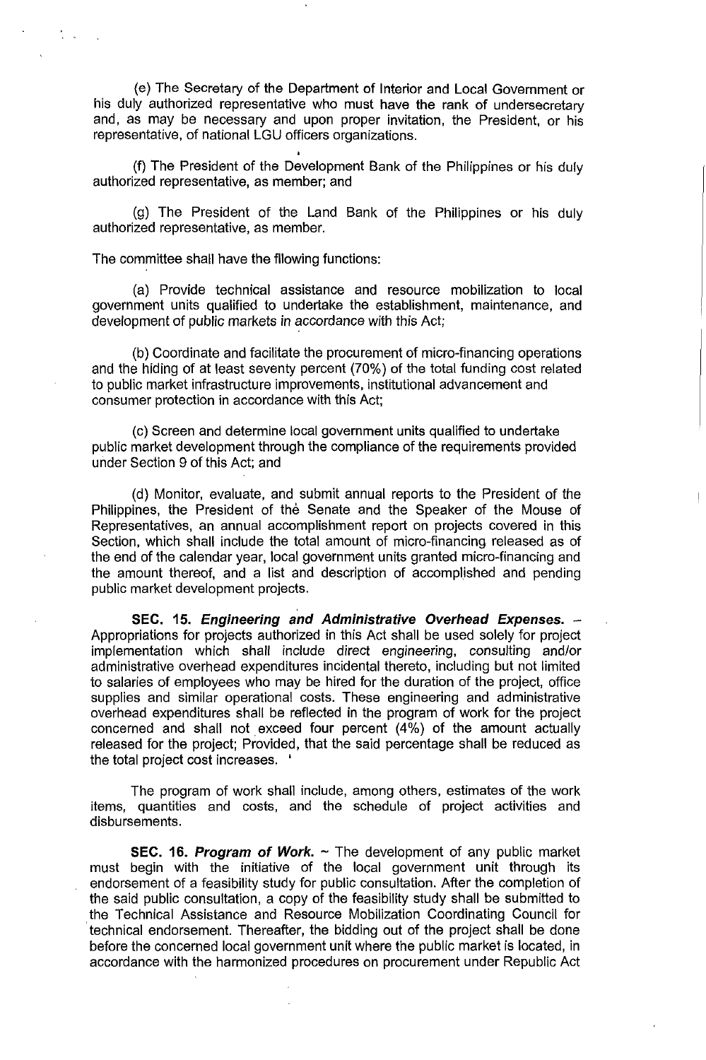(e) The Secretary of the Department of Interior and Local Government or his duly authorized representative who must have the rank of undersecretary and, as may be necessary and upon proper invitation, the President, or his representative, of national LGU officers organizations.

(f) The President of the Development Bank of the Philippines or his duly authorized representative, as member; and

(g) The President of the Land Bank of the Philippines or his duly authorized representative, as member.

The committee shall have the fllowing functions:

(a) Provide technical assistance and resource mobilization to local government units qualified to undertake the establishment, maintenance, and development of public markets in accordance with this Act;

(b) Coordinate and facilitate the procurement of micro-financing operations and the hiding of at least seventy percent (70%) of the total funding cost related to public market infrastructure improvements, institutional advancement and consumer protection in accordance with this Act;

(c) Screen and determine local government units qualified to undertake public market development through the compliance of the requirements provided under Section 9 of this Act; and

(d) Monitor, evaluate, and submit annual reports to the President of the Philippines, the President of the Senate and the Speaker of the Mouse of Representatives, an annual accomplishment report on projects covered in this Section, which shall include the total amount of micro-financing released as of the end of the calendar year, local government units granted micro-financing and the amount thereof, and a list and description of accomplished and pending public market development projects.

**SEC. 15. *Engineering and Administrative Overhead Expenses.*** – Appropriations for projects authorized in this Act shall be used solely for project implementation which shall include direct engineering, consulting and/or administrative overhead expenditures incidental thereto, including but not limited to salaries of employees who may be hired for the duration of the project, office supplies and similar operational costs. These engineering and administrative overhead expenditures shall be reflected in the program of work for the project concerned and shall not exceed four percent (4%) of the amount actually released for the project; Provided, that the said percentage shall be reduced as the total project cost increases.

The program of work shall include, among others, estimates of the work items, quantities and costs, and the schedule of project activities and disbursements.

**SEC. 16. *Program of Work.*** ~ The development of any public market must begin with the initiative of the local government unit through its endorsement of a feasibility study for public consultation. After the completion of the said public consultation, a copy of the feasibility study shall be submitted to the Technical Assistance and Resource Mobilization Coordinating Council for technical endorsement. Thereafter, the bidding out of the project shall be done before the concerned local government unit where the public market is located, in accordance with the harmonized procedures on procurement under Republic Act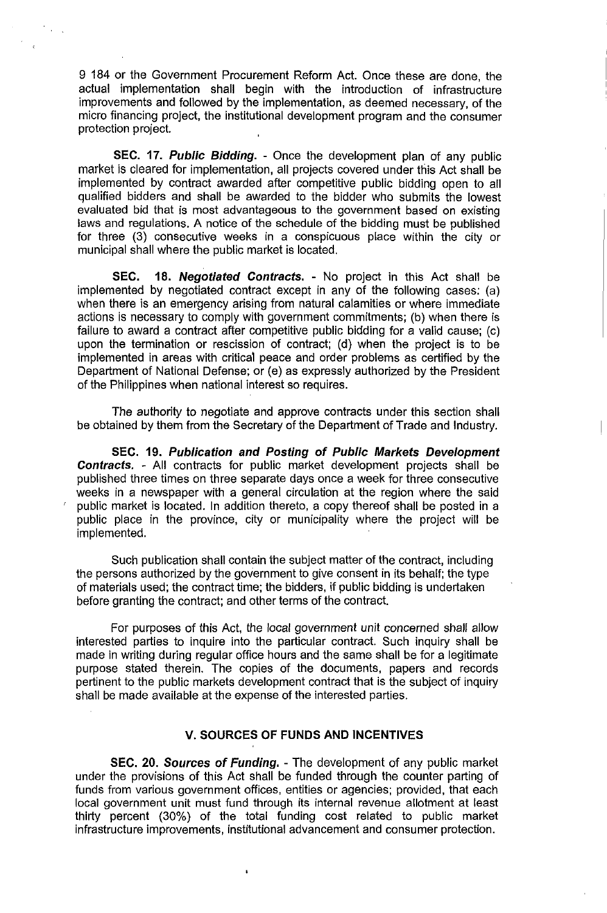9 184 or the Government Procurement Reform Act. Once these are done, the actual implementation shall begin with the introduction of infrastructure improvements and followed by the implementation, as deemed necessary, of the micro financing project, the institutional development program and the consumer protection project.

**SEC. 17.** ***Public Bidding.*** - Once the development plan of any public market is cleared for implementation, all projects covered under this Act shall be implemented by contract awarded after competitive public bidding open to all qualified bidders and shall be awarded to the bidder who submits the lowest evaluated bid that is most advantageous to the government based on existing laws and regulations. A notice of the schedule of the bidding must be published for three (3) consecutive weeks in a conspicuous place within the city or municipal shall where the public market is located.

**SEC. 18.** ***Negotiated Contracts.*** - No project in this Act shall be implemented by negotiated contract except in any of the following cases: (a) when there is an emergency arising from natural calamities or where immediate actions is necessary to comply with government commitments; (b) when there is failure to award a contract after competitive public bidding for a valid cause; (c) upon the termination or rescission of contract; (d) when the project is to be implemented in areas with critical peace and order problems as certified by the Department of National Defense; or (e) as expressly authorized by the President of the Philippines when national interest so requires.

The authority to negotiate and approve contracts under this section shall be obtained by them from the Secretary of the Department of Trade and Industry.

**SEC. 19.** ***Publication and Posting of Public Markets Development Contracts.*** - All contracts for public market development projects shall be published three times on three separate days once a week for three consecutive weeks in a newspaper with a general circulation at the region where the said public market is located. In addition thereto, a copy thereof shall be posted in a public place in the province, city or municipality where the project will be implemented.

Such publication shall contain the subject matter of the contract, including the persons authorized by the government to give consent in its behalf; the type of materials used; the contract time; the bidders, if public bidding is undertaken before granting the contract; and other terms of the contract.

For purposes of this Act, the local government unit concerned shall allow interested parties to inquire into the particular contract. Such inquiry shall be made in writing during regular office hours and the same shall be for a legitimate purpose stated therein. The copies of the documents, papers and records pertinent to the public markets development contract that is the subject of inquiry shall be made available at the expense of the interested parties.

## V. SOURCES OF FUNDS AND INCENTIVES

**SEC. 20.** ***Sources of Funding.*** - The development of any public market under the provisions of this Act shall be funded through the counter parting of funds from various government offices, entities or agencies; provided, that each local government unit must fund through its internal revenue allotment at least thirty percent (30%) of the total funding cost related to public market infrastructure improvements, institutional advancement and consumer protection.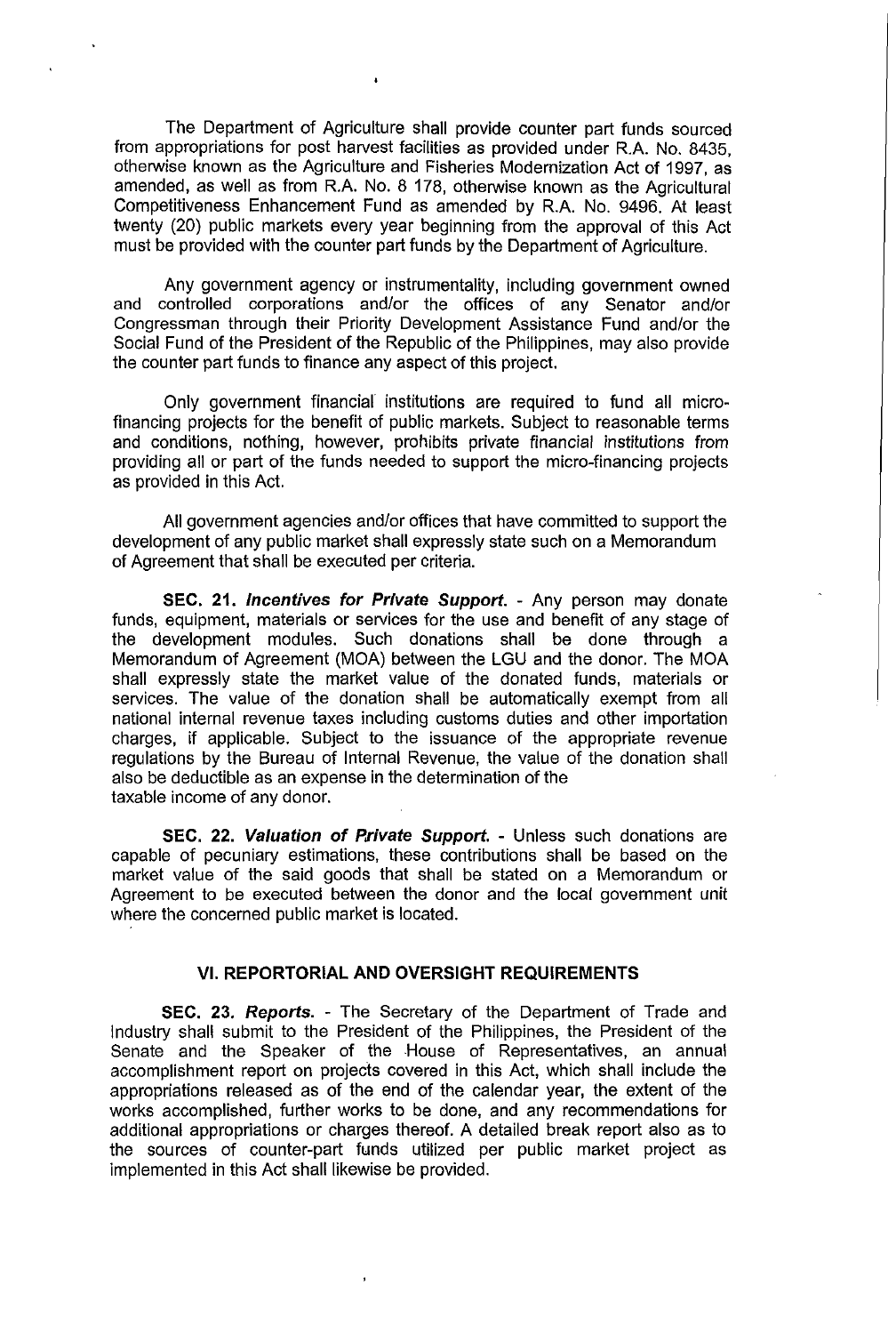The Department of Agriculture shall provide counter part funds sourced from appropriations for post harvest facilities as provided under R.A. No. 8435, otherwise known as the Agriculture and Fisheries Modernization Act of 1997, as amended, as well as from R.A. No. 8 178, otherwise known as the Agricultural Competitiveness Enhancement Fund as amended by R.A. No. 9496. At least twenty (20) public markets every year beginning from the approval of this Act must be provided with the counter part funds by the Department of Agriculture.

Any government agency or instrumentality, including government owned and controlled corporations and/or the offices of any Senator and/or Congressman through their Priority Development Assistance Fund and/or the Social Fund of the President of the Republic of the Philippines, may also provide the counter part funds to finance any aspect of this project.

Only government financial institutions are required to fund all micro-financing projects for the benefit of public markets. Subject to reasonable terms and conditions, nothing, however, prohibits private financial institutions from providing all or part of the funds needed to support the micro-financing projects as provided in this Act.

All government agencies and/or offices that have committed to support the development of any public market shall expressly state such on a Memorandum of Agreement that shall be executed per criteria.

**SEC. 21.** ***Incentives for Private Support.*** - Any person may donate funds, equipment, materials or services for the use and benefit of any stage of the development modules. Such donations shall be done through a Memorandum of Agreement (MOA) between the LGU and the donor. The MOA shall expressly state the market value of the donated funds, materials or services. The value of the donation shall be automatically exempt from all national internal revenue taxes including customs duties and other importation charges, if applicable. Subject to the issuance of the appropriate revenue regulations by the Bureau of Internal Revenue, the value of the donation shall also be deductible as an expense in the determination of the taxable income of any donor.

**SEC. 22.** ***Valuation of Private Support.*** - Unless such donations are capable of pecuniary estimations, these contributions shall be based on the market value of the said goods that shall be stated on a Memorandum or Agreement to be executed between the donor and the local government unit where the concerned public market is located.

## VI. REPORTORIAL AND OVERSIGHT REQUIREMENTS

**SEC. 23.** ***Reports.*** - The Secretary of the Department of Trade and Industry shall submit to the President of the Philippines, the President of the Senate and the Speaker of the House of Representatives, an annual accomplishment report on projects covered in this Act, which shall include the appropriations released as of the end of the calendar year, the extent of the works accomplished, further works to be done, and any recommendations for additional appropriations or charges thereof. A detailed break report also as to the sources of counter-part funds utilized per public market project as implemented in this Act shall likewise be provided.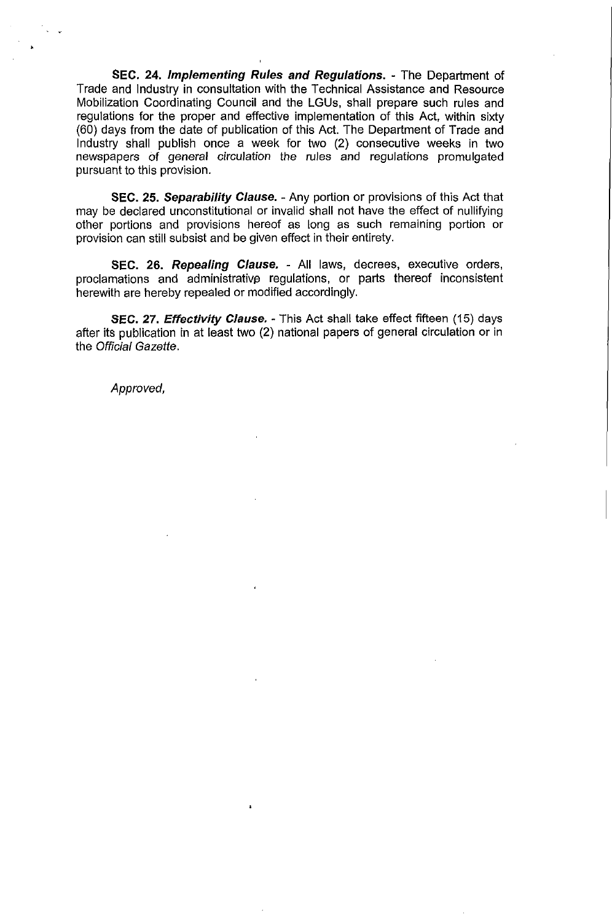**SEC. 24. *Implementing Rules and Regulations.*** - The Department of Trade and Industry in consultation with the Technical Assistance and Resource Mobilization Coordinating Council and the LGUs, shall prepare such rules and regulations for the proper and effective implementation of this Act, within sixty (60) days from the date of publication of this Act. The Department of Trade and Industry shall publish once a week for two (2) consecutive weeks in two newspapers of general circulation the rules and regulations promulgated pursuant to this provision.

**SEC. 25. *Separability Clause.*** - Any portion or provisions of this Act that may be declared unconstitutional or invalid shall not have the effect of nullifying other portions and provisions hereof as long as such remaining portion or provision can still subsist and be given effect in their entirety.

**SEC. 26. *Repealing Clause.*** - All laws, decrees, executive orders, proclamations and administrative regulations, or parts thereof inconsistent herewith are hereby repealed or modified accordingly.

**SEC. 27. *Effectivity Clause.*** - This Act shall take effect fifteen (15) days after its publication in at least two (2) national papers of general circulation or in the *Official Gazette*.

*Approved,*